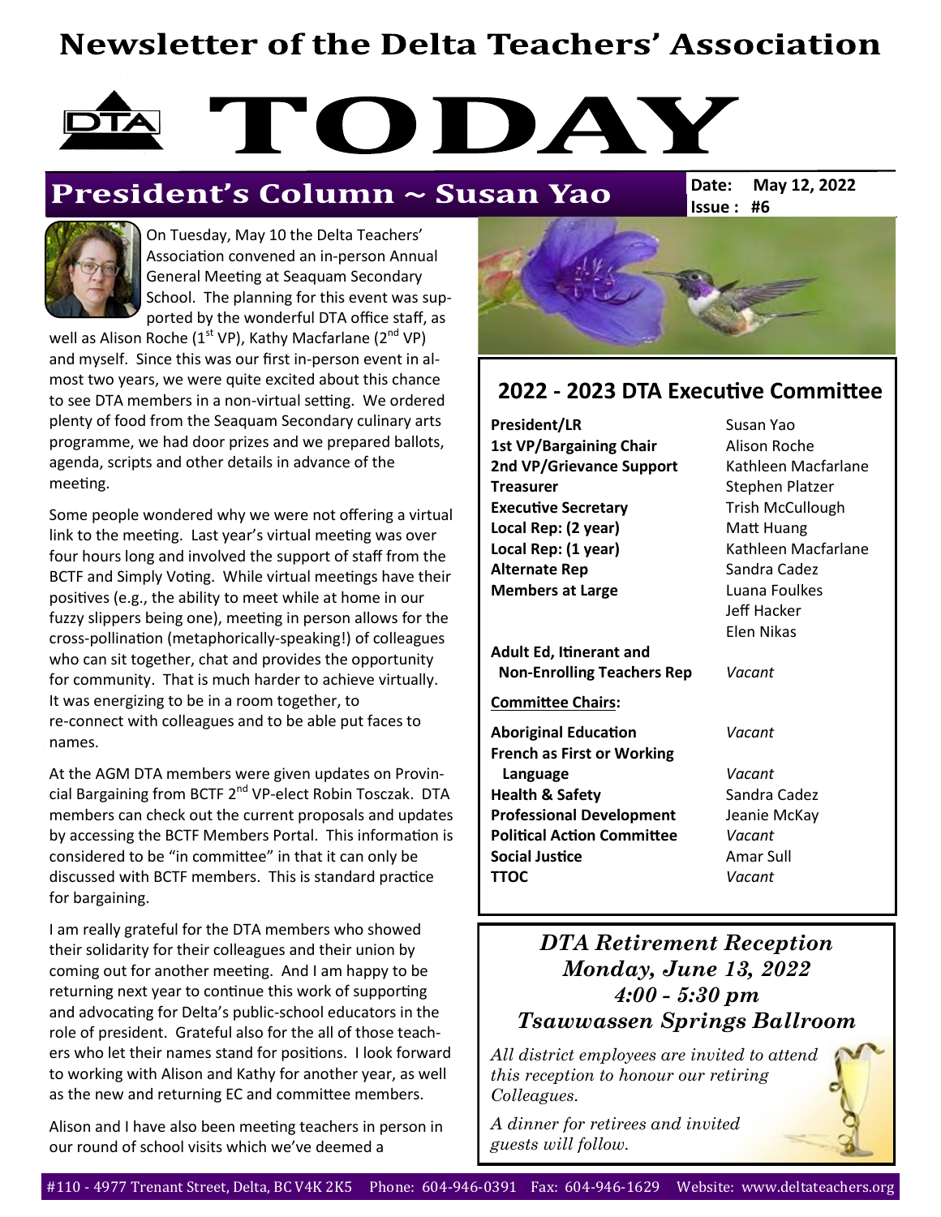# Newsletter of the Delta Teachers' Association

# TODAY

## President's Column ~ Susan Yao

**Date:** May 12, 2022
**Issue :** #6

On Tuesday, May 10 the Delta Teachers' Association convened an in-person Annual General Meeting at Seaquam Secondary School. The planning for this event was supported by the wonderful DTA office staff, as well as Alison Roche (1st VP), Kathy Macfarlane (2nd VP) and myself. Since this was our first in-person event in almost two years, we were quite excited about this chance to see DTA members in a non-virtual setting. We ordered plenty of food from the Seaquam Secondary culinary arts programme, we had door prizes and we prepared ballots, agenda, scripts and other details in advance of the meeting.

Some people wondered why we were not offering a virtual link to the meeting. Last year's virtual meeting was over four hours long and involved the support of staff from the BCTF and Simply Voting. While virtual meetings have their positives (e.g., the ability to meet while at home in our fuzzy slippers being one), meeting in person allows for the cross-pollination (metaphorically-speaking!) of colleagues who can sit together, chat and provides the opportunity for community. That is much harder to achieve virtually. It was energizing to be in a room together, to re-connect with colleagues and to be able put faces to names.

At the AGM DTA members were given updates on Provincial Bargaining from BCTF 2nd VP-elect Robin Tosczak. DTA members can check out the current proposals and updates by accessing the BCTF Members Portal. This information is considered to be "in committee" in that it can only be discussed with BCTF members. This is standard practice for bargaining.

I am really grateful for the DTA members who showed their solidarity for their colleagues and their union by coming out for another meeting. And I am happy to be returning next year to continue this work of supporting and advocating for Delta's public-school educators in the role of president. Grateful also for the all of those teachers who let their names stand for positions. I look forward to working with Alison and Kathy for another year, as well as the new and returning EC and committee members.

Alison and I have also been meeting teachers in person in our round of school visits which we've deemed a

## 2022 - 2023 DTA Executive Committee

| | |
|---|---|
| **President/LR** | Susan Yao |
| **1st VP/Bargaining Chair** | Alison Roche |
| **2nd VP/Grievance Support** | Kathleen Macfarlane |
| **Treasurer** | Stephen Platzer |
| **Executive Secretary** | Trish McCullough |
| **Local Rep: (2 year)** | Matt Huang |
| **Local Rep: (1 year)** | Kathleen Macfarlane |
| **Alternate Rep** | Sandra Cadez |
| **Members at Large** | Luana Foulkes<br>Jeff Hacker<br>Elen Nikas |
| **Adult Ed, Itinerant and Non-Enrolling Teachers Rep** | *Vacant* |

**Committee Chairs:**

| | |
|---|---|
| **Aboriginal Education** | *Vacant* |
| **French as First or Working Language** | *Vacant* |
| **Health & Safety** | Sandra Cadez |
| **Professional Development** | Jeanie McKay |
| **Political Action Committee** | *Vacant* |
| **Social Justice** | Amar Sull |
| **TTOC** | *Vacant* |

### *DTA Retirement Reception*
### *Monday, June 13, 2022*
### *4:00 - 5:30 pm*
### *Tsawwassen Springs Ballroom*

*All district employees are invited to attend this reception to honour our retiring Colleagues.*

*A dinner for retirees and invited guests will follow.*

#110 - 4977 Trenant Street, Delta, BC V4K 2K5 Phone: 604-946-0391 Fax: 604-946-1629 Website: www.deltateachers.org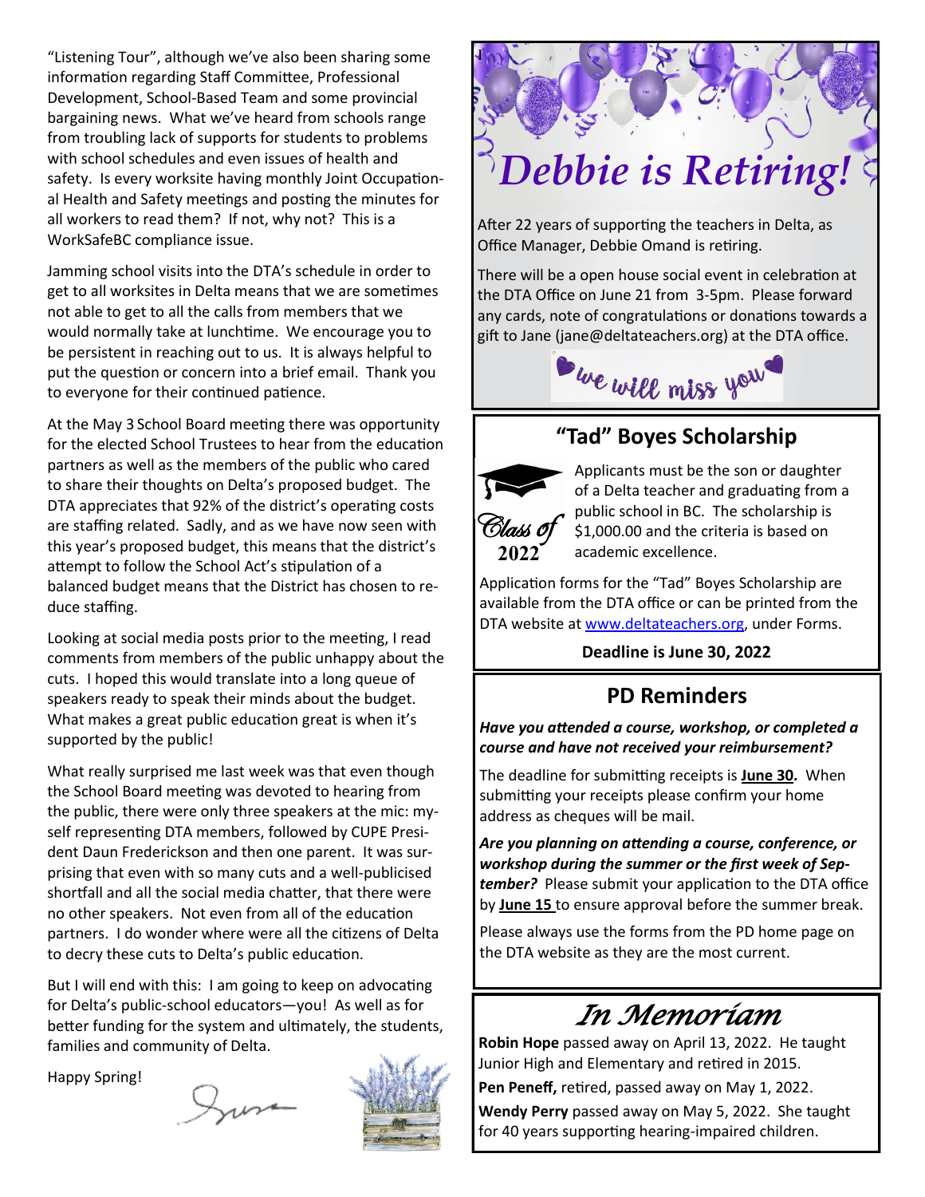"Listening Tour", although we've also been sharing some information regarding Staff Committee, Professional Development, School-Based Team and some provincial bargaining news. What we've heard from schools range from troubling lack of supports for students to problems with school schedules and even issues of health and safety. Is every worksite having monthly Joint Occupational Health and Safety meetings and posting the minutes for all workers to read them? If not, why not? This is a WorkSafeBC compliance issue.

Jamming school visits into the DTA's schedule in order to get to all worksites in Delta means that we are sometimes not able to get to all the calls from members that we would normally take at lunchtime. We encourage you to be persistent in reaching out to us. It is always helpful to put the question or concern into a brief email. Thank you to everyone for their continued patience.

At the May 3 School Board meeting there was opportunity for the elected School Trustees to hear from the education partners as well as the members of the public who cared to share their thoughts on Delta's proposed budget. The DTA appreciates that 92% of the district's operating costs are staffing related. Sadly, and as we have now seen with this year's proposed budget, this means that the district's attempt to follow the School Act's stipulation of a balanced budget means that the District has chosen to reduce staffing.

Looking at social media posts prior to the meeting, I read comments from members of the public unhappy about the cuts. I hoped this would translate into a long queue of speakers ready to speak their minds about the budget. What makes a great public education great is when it's supported by the public!

What really surprised me last week was that even though the School Board meeting was devoted to hearing from the public, there were only three speakers at the mic: myself representing DTA members, followed by CUPE President Daun Frederickson and then one parent. It was surprising that even with so many cuts and a well-publicised shortfall and all the social media chatter, that there were no other speakers. Not even from all of the education partners. I do wonder where were all the citizens of Delta to decry these cuts to Delta's public education.

But I will end with this: I am going to keep on advocating for Delta's public-school educators—you! As well as for better funding for the system and ultimately, the students, families and community of Delta.

Happy Spring!

Susan

# Debbie is Retiring!

After 22 years of supporting the teachers in Delta, as Office Manager, Debbie Omand is retiring.

There will be a open house social event in celebration at the DTA Office on June 21 from 3-5pm. Please forward any cards, note of congratulations or donations towards a gift to Jane (jane@deltateachers.org) at the DTA office.

We will miss you

## "Tad" Boyes Scholarship

Class of 2022

Applicants must be the son or daughter of a Delta teacher and graduating from a public school in BC. The scholarship is $1,000.00 and the criteria is based on academic excellence.

Application forms for the "Tad" Boyes Scholarship are available from the DTA office or can be printed from the DTA website at www.deltateachers.org, under Forms.

**Deadline is June 30, 2022**

## PD Reminders

***Have you attended a course, workshop, or completed a course and have not received your reimbursement?***

The deadline for submitting receipts is **June 30.** When submitting your receipts please confirm your home address as cheques will be mail.

***Are you planning on attending a course, conference, or workshop during the summer or the first week of September?*** Please submit your application to the DTA office by **June 15** to ensure approval before the summer break.

Please always use the forms from the PD home page on the DTA website as they are the most current.

## *In Memoriam*

**Robin Hope** passed away on April 13, 2022. He taught Junior High and Elementary and retired in 2015.

**Pen Peneff,** retired, passed away on May 1, 2022.

**Wendy Perry** passed away on May 5, 2022. She taught for 40 years supporting hearing-impaired children.